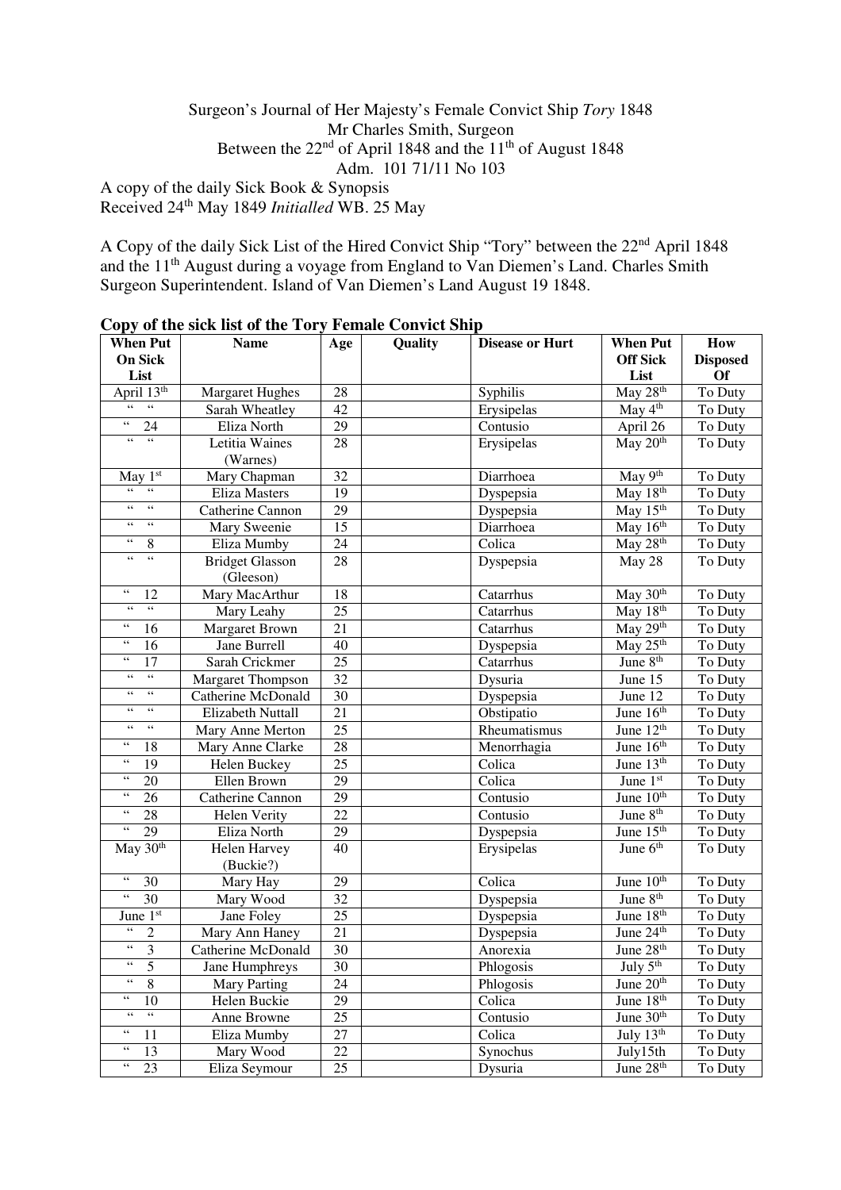Surgeon's Journal of Her Majesty's Female Convict Ship *Tory* 1848
Mr Charles Smith, Surgeon
Between the 22nd of April 1848 and the 11th of August 1848
Adm. 101 71/11 No 103

A copy of the daily Sick Book & Synopsis
Received 24th May 1849 *Initialled* WB. 25 May

A Copy of the daily Sick List of the Hired Convict Ship "Tory" between the 22nd April 1848 and the 11th August during a voyage from England to Van Diemen's Land. Charles Smith Surgeon Superintendent. Island of Van Diemen's Land August 19 1848.

**Copy of the sick list of the Tory Female Convict Ship**

| When Put On Sick List | Name | Age | Quality | Disease or Hurt | When Put Off Sick List | How Disposed Of |
|---|---|---|---|---|---|---|
| April 13th | Margaret Hughes | 28 | | Syphilis | May 28th | To Duty |
| " " | Sarah Wheatley | 42 | | Erysipelas | May 4th | To Duty |
| " 24 | Eliza North | 29 | | Contusio | April 26 | To Duty |
| " " | Letitia Waines (Warnes) | 28 | | Erysipelas | May 20th | To Duty |
| May 1st | Mary Chapman | 32 | | Diarrhoea | May 9th | To Duty |
| " " | Eliza Masters | 19 | | Dyspepsia | May 18th | To Duty |
| " " | Catherine Cannon | 29 | | Dyspepsia | May 15th | To Duty |
| " " | Mary Sweenie | 15 | | Diarrhoea | May 16th | To Duty |
| " 8 | Eliza Mumby | 24 | | Colica | May 28th | To Duty |
| " " | Bridget Glasson (Gleeson) | 28 | | Dyspepsia | May 28 | To Duty |
| " 12 | Mary MacArthur | 18 | | Catarrhus | May 30th | To Duty |
| " " | Mary Leahy | 25 | | Catarrhus | May 18th | To Duty |
| " 16 | Margaret Brown | 21 | | Catarrhus | May 29th | To Duty |
| " 16 | Jane Burrell | 40 | | Dyspepsia | May 25th | To Duty |
| " 17 | Sarah Crickmer | 25 | | Catarrhus | June 8th | To Duty |
| " " | Margaret Thompson | 32 | | Dysuria | June 15 | To Duty |
| " " | Catherine McDonald | 30 | | Dyspepsia | June 12 | To Duty |
| " " | Elizabeth Nuttall | 21 | | Obstipatio | June 16th | To Duty |
| " " | Mary Anne Merton | 25 | | Rheumatismus | June 12th | To Duty |
| " 18 | Mary Anne Clarke | 28 | | Menorrhagia | June 16th | To Duty |
| " 19 | Helen Buckey | 25 | | Colica | June 13th | To Duty |
| " 20 | Ellen Brown | 29 | | Colica | June 1st | To Duty |
| " 26 | Catherine Cannon | 29 | | Contusio | June 10th | To Duty |
| " 28 | Helen Verity | 22 | | Contusio | June 8th | To Duty |
| " 29 | Eliza North | 29 | | Dyspepsia | June 15th | To Duty |
| May 30th | Helen Harvey (Buckie?) | 40 | | Erysipelas | June 6th | To Duty |
| " 30 | Mary Hay | 29 | | Colica | June 10th | To Duty |
| " 30 | Mary Wood | 32 | | Dyspepsia | June 8th | To Duty |
| June 1st | Jane Foley | 25 | | Dyspepsia | June 18th | To Duty |
| " 2 | Mary Ann Haney | 21 | | Dyspepsia | June 24th | To Duty |
| " 3 | Catherine McDonald | 30 | | Anorexia | June 28th | To Duty |
| " 5 | Jane Humphreys | 30 | | Phlogosis | July 5th | To Duty |
| " 8 | Mary Parting | 24 | | Phlogosis | June 20th | To Duty |
| " 10 | Helen Buckie | 29 | | Colica | June 18th | To Duty |
| " " | Anne Browne | 25 | | Contusio | June 30th | To Duty |
| " 11 | Eliza Mumby | 27 | | Colica | July 13th | To Duty |
| " 13 | Mary Wood | 22 | | Synochus | July15th | To Duty |
| " 23 | Eliza Seymour | 25 | | Dysuria | June 28th | To Duty |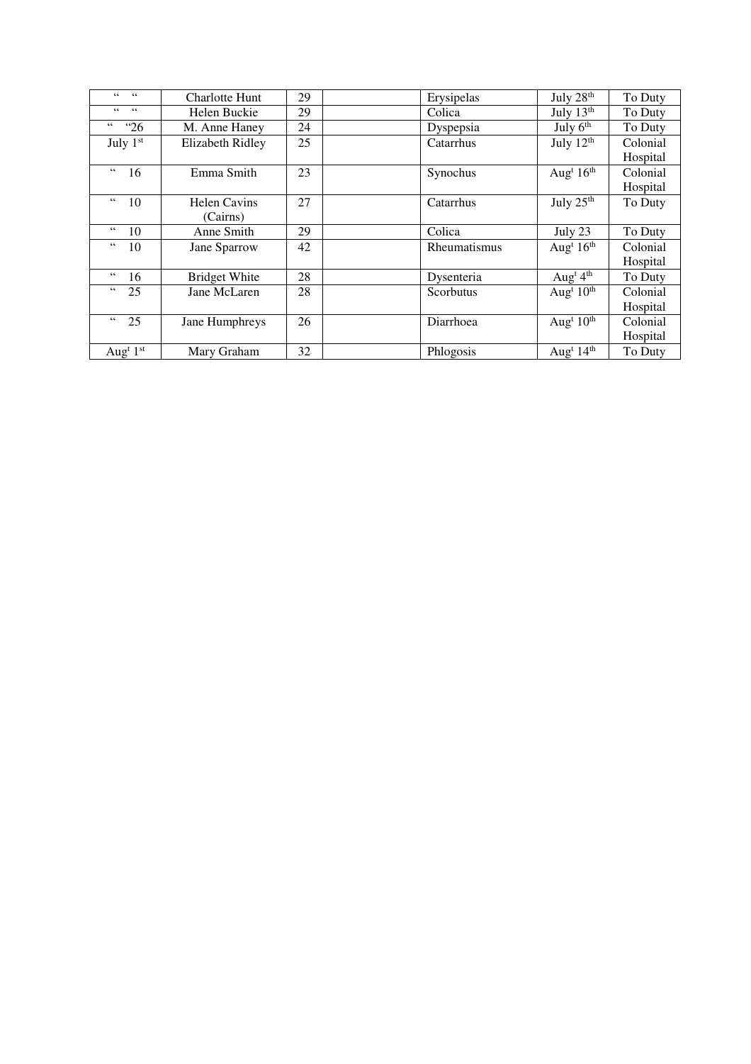| | | | | | | |
|---|---|---|---|---|---|---|
| " " | Charlotte Hunt | 29 | | Erysipelas | July 28th | To Duty |
| " " | Helen Buckie | 29 | | Colica | July 13th | To Duty |
| " "26 | M. Anne Haney | 24 | | Dyspepsia | July 6th | To Duty |
| July 1st | Elizabeth Ridley | 25 | | Catarrhus | July 12th | Colonial Hospital |
| " 16 | Emma Smith | 23 | | Synochus | Augt 16th | Colonial Hospital |
| " 10 | Helen Cavins (Cairns) | 27 | | Catarrhus | July 25th | To Duty |
| " 10 | Anne Smith | 29 | | Colica | July 23 | To Duty |
| " 10 | Jane Sparrow | 42 | | Rheumatismus | Augt 16th | Colonial Hospital |
| " 16 | Bridget White | 28 | | Dysenteria | Augt 4th | To Duty |
| " 25 | Jane McLaren | 28 | | Scorbutus | Augt 10th | Colonial Hospital |
| " 25 | Jane Humphreys | 26 | | Diarrhoea | Augt 10th | Colonial Hospital |
| Augt 1st | Mary Graham | 32 | | Phlogosis | Augt 14th | To Duty |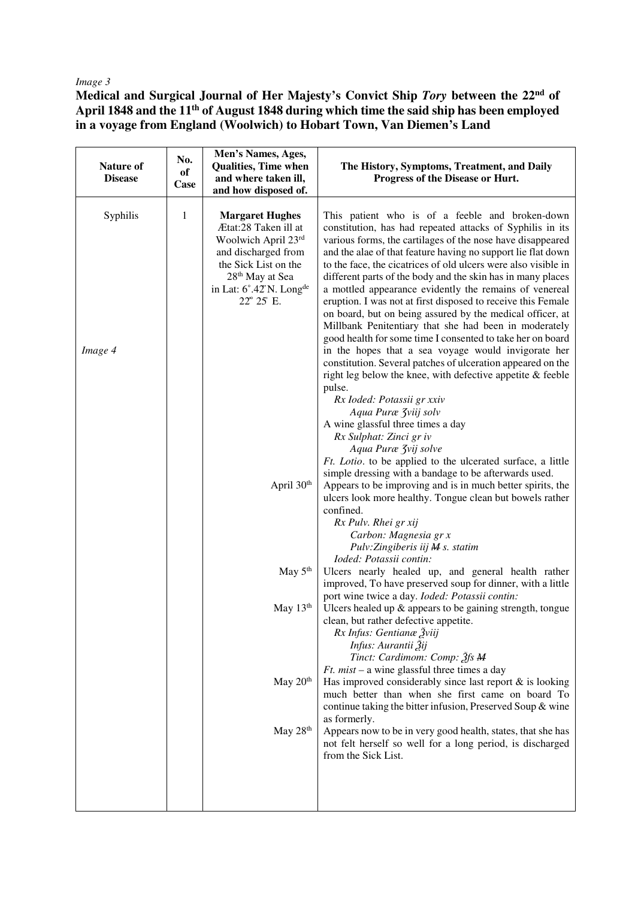*Image 3*

**Medical and Surgical Journal of Her Majesty's Convict Ship *Tory* between the 22nd of April 1848 and the 11th of August 1848 during which time the said ship has been employed in a voyage from England (Woolwich) to Hobart Town, Van Diemen's Land**

| Nature of Disease | No. of Case | Men's Names, Ages, Qualities, Time when and where taken ill, and how disposed of. | The History, Symptoms, Treatment, and Daily Progress of the Disease or Hurt. |
|---|---|---|---|
| Syphilis | 1 | **Margaret Hughes** Ætat:28 Taken ill at Woolwich April 23rd and discharged from the Sick List on the 28th May at Sea in Lat: 6°.42′N. Longde 22° 25′ E. | This patient who is of a feeble and broken-down constitution, has had repeated attacks of Syphilis in its various forms, the cartilages of the nose have disappeared and the alae of that feature having no support lie flat down to the face, the cicatrices of old ulcers were also visible in different parts of the body and the skin has in many places a mottled appearance evidently the remains of venereal eruption. I was not at first disposed to receive this Female on board, but on being assured by the medical officer, at Millbank Penitentiary that she had been in moderately good health for some time I consented to take her on board in the hopes that a sea voyage would invigorate her constitution. Several patches of ulceration appeared on the right leg below the knee, with defective appetite & feeble pulse. |
| *Image 4* | | | *Rx Ioded: Potassii gr xxiv* <br> *Aqua Puræ ℥viij solv* <br> A wine glassful three times a day <br> *Rx Sulphat: Zinci gr iv* <br> *Aqua Puræ ℥vij solve* <br> *Ft. Lotio*. to be applied to the ulcerated surface, a little simple dressing with a bandage to be afterwards used. |
| | | April 30th | Appears to be improving and is in much better spirits, the ulcers look more healthy. Tongue clean but bowels rather confined. <br> *Rx Pulv. Rhei gr xij* <br> *Carbon: Magnesia gr x* <br> *Pulv:Zingiberis iij ~~M~~ s. statim* <br> *Ioded: Potassii contin:* |
| | | May 5th | Ulcers nearly healed up, and general health rather improved, To have preserved soup for dinner, with a little port wine twice a day. *Ioded: Potassii contin:* |
| | | May 13th | Ulcers healed up & appears to be gaining strength, tongue clean, but rather defective appetite. <br> *Rx Infus: Gentianæ ℥viij* <br> *Infus: Aurantii ℥ij* <br> *Tinct: Cardimom: Comp: ℥fs ~~M~~* <br> *Ft. mist* – a wine glassful three times a day |
| | | May 20th | Has improved considerably since last report & is looking much better than when she first came on board To continue taking the bitter infusion, Preserved Soup & wine as formerly. |
| | | May 28th | Appears now to be in very good health, states, that she has not felt herself so well for a long period, is discharged from the Sick List. |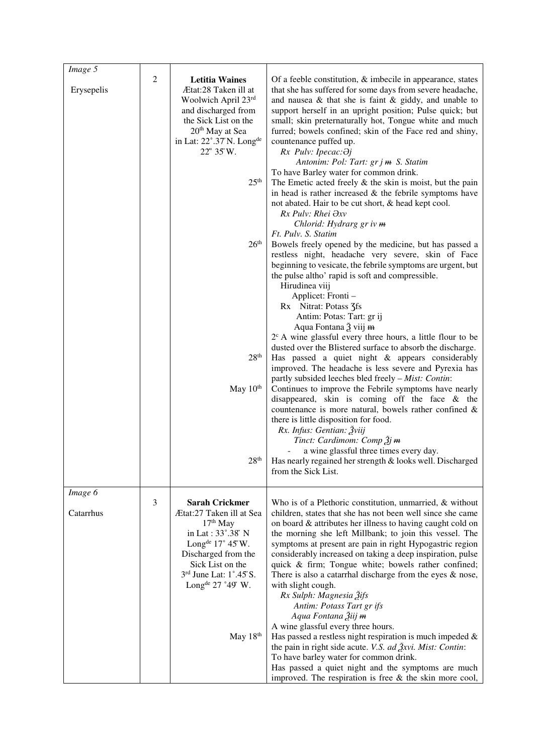| | | | |
|---|---|---|---|
| *Image 5*<br><br>Erysepelis | 2 | **Letitia Waines**<br>Ætat:28 Taken ill at Woolwich April 23rd and discharged from the Sick List on the 20th May at Sea in Lat: 22°.37′N. Longde 22° 35′W. | Of a feeble constitution, & imbecile in appearance, states that she has suffered for some days from severe headache, and nausea & that she is faint & giddy, and unable to support herself in an upright position; Pulse quick; but small; skin preternaturally hot, Tongue white and much furred; bowels confined; skin of the Face red and shiny, countenance puffed up.<br>*Rx Pulv: Ipecac:∂j*<br>*Antonim: Pol: Tart: gr j ~~m~~ S. Statim*<br>To have Barley water for common drink. |
| | | 25th | The Emetic acted freely & the skin is moist, but the pain in head is rather increased & the febrile symptoms have not abated. Hair to be cut short, & head kept cool.<br>*Rx Pulv: Rhei ∂xv*<br>*Chlorid: Hydrarg gr iv ~~m~~*<br>*Ft. Pulv. S. Statim* |
| | | 26th | Bowels freely opened by the medicine, but has passed a restless night, headache very severe, skin of Face beginning to vesicate, the febrile symptoms are urgent, but the pulse altho' rapid is soft and compressible.<br>Hirudinea viij<br>Applicet: Fronti –<br>Rx Nitrat: Potass ʒfs<br>Antim: Potas: Tart: gr ij<br>Aqua Fontana ℥ viij ~~m~~<br>2c A wine glassful every three hours, a little flour to be dusted over the Blistered surface to absorb the discharge. |
| | | 28th | Has passed a quiet night & appears considerably improved. The headache is less severe and Pyrexia has partly subsided leeches bled freely – *Mist: Contin*: |
| | | May 10th | Continues to improve the Febrile symptoms have nearly disappeared, skin is coming off the face & the countenance is more natural, bowels rather confined & there is little disposition for food.<br>*Rx. Infus: Gentian: ℥viij*<br>*Tinct: Cardimom: Comp ℥j ~~m~~*<br>- a wine glassful three times every day. |
| | | 28th | Has nearly regained her strength & looks well. Discharged from the Sick List. |
| *Image 6*<br><br>Catarrhus | 3 | **Sarah Crickmer**<br>Ætat:27 Taken ill at Sea 17th May in Lat : 33°.38′ N Longde 17° 45′W. Discharged from the Sick List on the 3rd June Lat: 1°.45′S. Longde 27 °49′ W. | Who is of a Plethoric constitution, unmarried, & without children, states that she has not been well since she came on board & attributes her illness to having caught cold on the morning she left Millbank; to join this vessel. The symptoms at present are pain in right Hypogastric region considerably increased on taking a deep inspiration, pulse quick & firm; Tongue white; bowels rather confined; There is also a catarrhal discharge from the eyes & nose, with slight cough.<br>*Rx Sulph: Magnesia ℥ifs*<br>*Antim: Potass Tart gr ifs*<br>*Aqua Fontana ℥iij ~~m~~*<br>A wine glassful every three hours. |
| | | May 18th | Has passed a restless night respiration is much impeded & the pain in right side acute. *V.S. ad ℥xvi. Mist: Contin*:<br>To have barley water for common drink.<br>Has passed a quiet night and the symptoms are much improved. The respiration is free & the skin more cool, |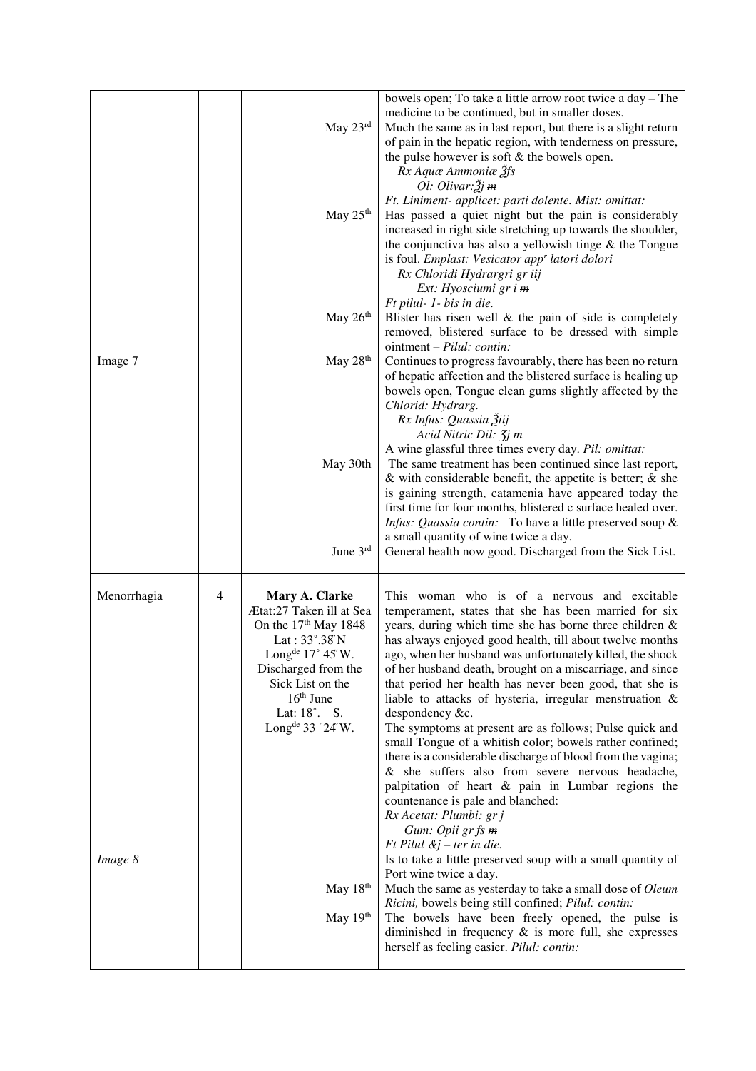| | | | |
|---|---|---|---|
| | | | bowels open; To take a little arrow root twice a day – The medicine to be continued, but in smaller doses. |
| | | May 23rd | Much the same as in last report, but there is a slight return of pain in the hepatic region, with tenderness on pressure, the pulse however is soft & the bowels open.<br>*Rx Aquæ Ammoniæ ℥fs*<br>*Ol: Olivar:℥j m*<br>*Ft. Liniment- applicet: parti dolente. Mist: omittat:* |
| | | May 25th | Has passed a quiet night but the pain is considerably increased in right side stretching up towards the shoulder, the conjunctiva has also a yellowish tinge & the Tongue is foul. *Emplast: Vesicator app<sup></sup>r latori dolori*<br>*Rx Chloridi Hydrargri gr iij*<br>*Ext: Hyosciumi gr i m*<br>*Ft pilul- 1- bis in die.* |
| | | May 26th | Blister has risen well & the pain of side is completely removed, blistered surface to be dressed with simple ointment – *Pilul: contin:* |
| Image 7 | | May 28th | Continues to progress favourably, there has been no return of hepatic affection and the blistered surface is healing up bowels open, Tongue clean gums slightly affected by the Chlorid: Hydrarg.<br>*Rx Infus: Quassia ℥iij*<br>*Acid Nitric Dil: ʒj m*<br>A wine glassful three times every day. *Pil: omittat:* |
| | | May 30th | The same treatment has been continued since last report, & with considerable benefit, the appetite is better; & she is gaining strength, catamenia have appeared today the first time for four months, blistered c surface healed over. *Infus: Quassia contin:* To have a little preserved soup & a small quantity of wine twice a day. |
| | | June 3rd | General health now good. Discharged from the Sick List. |
| Menorrhagia | 4 | **Mary A. Clarke**<br>Ætat:27 Taken ill at Sea On the 17th May 1848<br>Lat : 33˚.38΄N<br>Longde 17˚ 45΄W.<br>Discharged from the Sick List on the 16th June<br>Lat: 18˚. S.<br>Longde 33 ˚24΄W. | This woman who is of a nervous and excitable temperament, states that she has been married for six years, during which time she has borne three children & has always enjoyed good health, till about twelve months ago, when her husband was unfortunately killed, the shock of her husband death, brought on a miscarriage, and since that period her health has never been good, that she is liable to attacks of hysteria, irregular menstruation & despondency &c.<br>The symptoms at present are as follows; Pulse quick and small Tongue of a whitish color; bowels rather confined; there is a considerable discharge of blood from the vagina; & she suffers also from severe nervous headache, palpitation of heart & pain in Lumbar regions the countenance is pale and blanched:<br>*Rx Acetat: Plumbi: gr j*<br>*Gum: Opii gr fs m*<br>*Ft Pilul &j – ter in die.* |
| *Image 8* | | | Is to take a little preserved soup with a small quantity of Port wine twice a day. |
| | | May 18th | Much the same as yesterday to take a small dose of *Oleum Ricini,* bowels being still confined; *Pilul: contin:* |
| | | May 19th | The bowels have been freely opened, the pulse is diminished in frequency & is more full, she expresses herself as feeling easier. *Pilul: contin:* |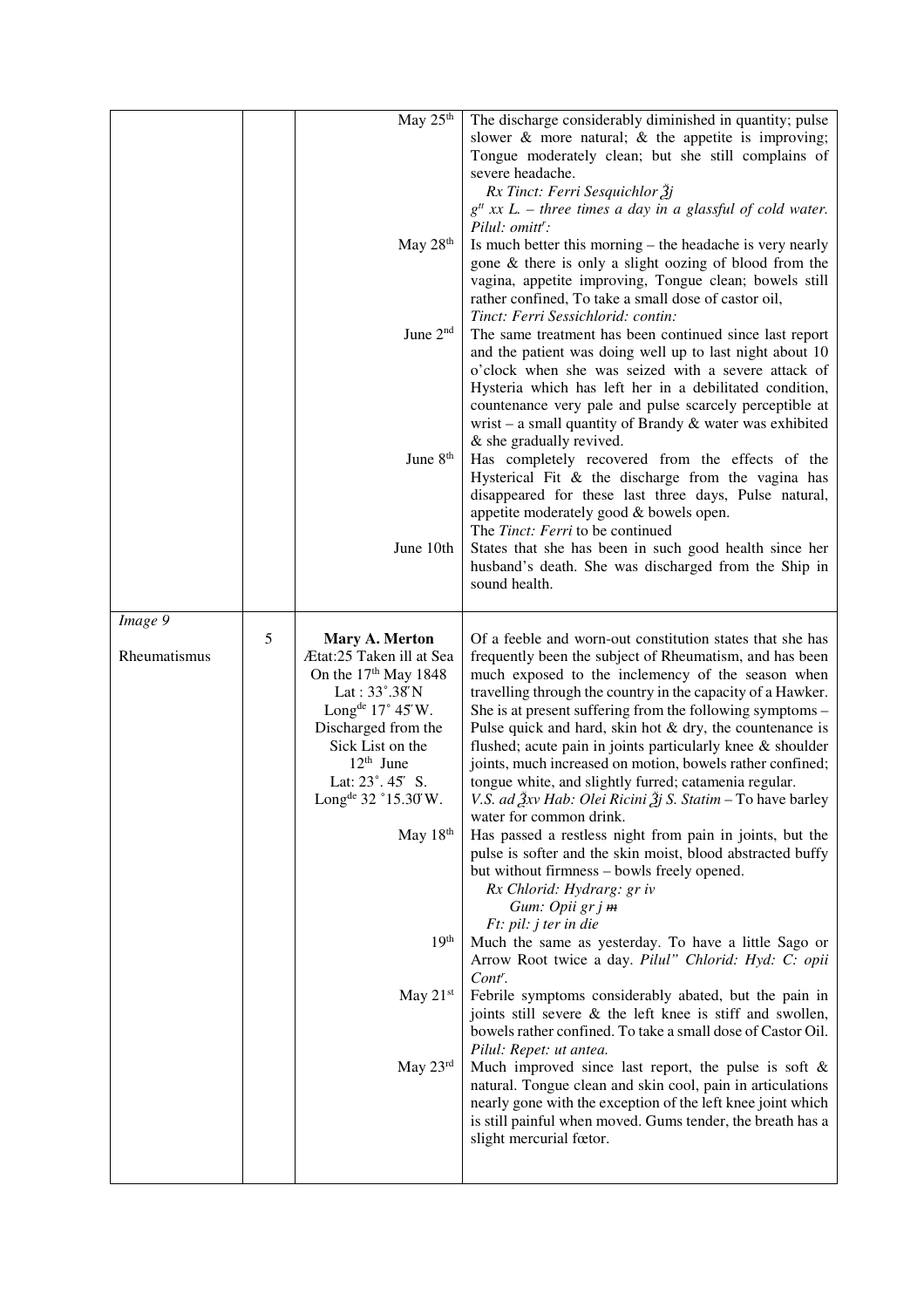| | | | |
|---|---|---|---|
| | | May 25th | The discharge considerably diminished in quantity; pulse slower & more natural; & the appetite is improving; Tongue moderately clean; but she still complains of severe headache. *Rx Tinct: Ferri Sesquichlor ℥j* *gtt xx L. – three times a day in a glassful of cold water. Pilul: omittr:* |
| | | May 28th | Is much better this morning – the headache is very nearly gone & there is only a slight oozing of blood from the vagina, appetite improving, Tongue clean; bowels still rather confined, To take a small dose of castor oil, *Tinct: Ferri Sessichlorid: contin:* |
| | | June 2nd | The same treatment has been continued since last report and the patient was doing well up to last night about 10 o'clock when she was seized with a severe attack of Hysteria which has left her in a debilitated condition, countenance very pale and pulse scarcely perceptible at wrist – a small quantity of Brandy & water was exhibited & she gradually revived. |
| | | June 8th | Has completely recovered from the effects of the Hysterical Fit & the discharge from the vagina has disappeared for these last three days, Pulse natural, appetite moderately good & bowels open. The *Tinct: Ferri* to be continued |
| | | June 10th | States that she has been in such good health since her husband's death. She was discharged from the Ship in sound health. |
| *Image 9* Rheumatismus | 5 | **Mary A. Merton** Ætat:25 Taken ill at Sea On the 17th May 1848 Lat : 33˚.38′N Longde 17˚ 45′W. Discharged from the Sick List on the 12th June Lat: 23˚. 45′ S. Longde 32 ˚15.30′W. | Of a feeble and worn-out constitution states that she has frequently been the subject of Rheumatism, and has been much exposed to the inclemency of the season when travelling through the country in the capacity of a Hawker. She is at present suffering from the following symptoms – Pulse quick and hard, skin hot & dry, the countenance is flushed; acute pain in joints particularly knee & shoulder joints, much increased on motion, bowels rather confined; tongue white, and slightly furred; catamenia regular. *V.S. ad ℥xv Hab: Olei Ricini ℥j S. Statim* – To have barley water for common drink. |
| | | May 18th | Has passed a restless night from pain in joints, but the pulse is softer and the skin moist, blood abstracted buffy but without firmness – bowls freely opened. *Rx Chlorid: Hydrarg: gr iv* *Gum: Opii gr j ~~m~~* *Ft: pil: j ter in die* |
| | | 19th | Much the same as yesterday. To have a little Sago or Arrow Root twice a day. *Pilul" Chlorid: Hyd: C: opii Contr.* |
| | | May 21st | Febrile symptoms considerably abated, but the pain in joints still severe & the left knee is stiff and swollen, bowels rather confined. To take a small dose of Castor Oil. *Pilul: Repet: ut antea.* |
| | | May 23rd | Much improved since last report, the pulse is soft & natural. Tongue clean and skin cool, pain in articulations nearly gone with the exception of the left knee joint which is still painful when moved. Gums tender, the breath has a slight mercurial fœtor. |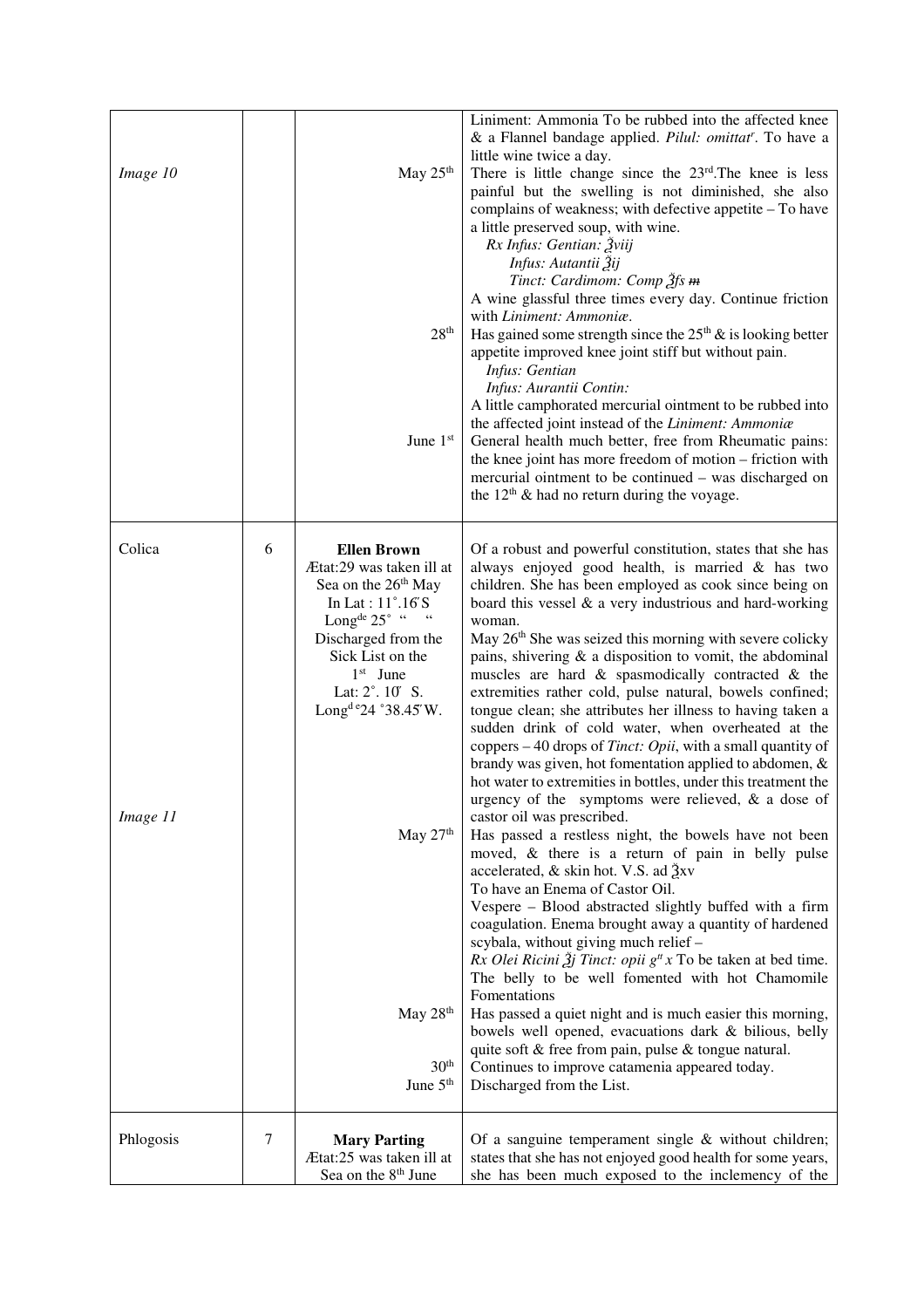| | | | |
|---|---|---|---|
| *Image 10* | | May 25th<br><br><br><br><br><br><br><br>28th<br><br><br><br><br>June 1st | Liniment: Ammonia To be rubbed into the affected knee & a Flannel bandage applied. *Pilul: omittatr*. To have a little wine twice a day.<br>There is little change since the 23rd.The knee is less painful but the swelling is not diminished, she also complains of weakness; with defective appetite – To have a little preserved soup, with wine.<br>*Rx Infus: Gentian: ℥viij*<br>*Infus: Autantii ℥ij*<br>*Tinct: Cardimom: Comp ℥fs* ~~m~~<br>A wine glassful three times every day. Continue friction with *Liniment: Ammoniæ*.<br>Has gained some strength since the 25th & is looking better appetite improved knee joint stiff but without pain.<br>*Infus: Gentian*<br>*Infus: Aurantii Contin:*<br>A little camphorated mercurial ointment to be rubbed into the affected joint instead of the *Liniment: Ammoniæ*<br>General health much better, free from Rheumatic pains: the knee joint has more freedom of motion – friction with mercurial ointment to be continued – was discharged on the 12th & had no return during the voyage. |
| Colica<br><br><br><br><br><br><br><br><br><br><br><br><br><br><br>*Image 11* | 6 | **Ellen Brown**<br>Ætat:29 was taken ill at Sea on the 26th May<br>In Lat : 11°.16′ S<br>Longde 25° " "<br>Discharged from the Sick List on the<br>1st June<br>Lat: 2°. 10′ S.<br>Longde 24 °38.45′ W.<br><br><br><br><br><br><br><br><br><br>May 27th<br><br><br><br><br><br><br><br><br><br><br>May 28th<br><br><br>30th<br>June 5th | Of a robust and powerful constitution, states that she has always enjoyed good health, is married & has two children. She has been employed as cook since being on board this vessel & a very industrious and hard-working woman.<br>May 26th She was seized this morning with severe colicky pains, shivering & a disposition to vomit, the abdominal muscles are hard & spasmodically contracted & the extremities rather cold, pulse natural, bowels confined; tongue clean; she attributes her illness to having taken a sudden drink of cold water, when overheated at the coppers – 40 drops of *Tinct: Opii*, with a small quantity of brandy was given, hot fomentation applied to abdomen, & hot water to extremities in bottles, under this treatment the urgency of the symptoms were relieved, & a dose of castor oil was prescribed.<br>Has passed a restless night, the bowels have not been moved, & there is a return of pain in belly pulse accelerated, & skin hot. V.S. ad ℥xv<br>To have an Enema of Castor Oil.<br>Vespere – Blood abstracted slightly buffed with a firm coagulation. Enema brought away a quantity of hardened scybala, without giving much relief –<br>*Rx Olei Ricini ℥j Tinct: opii gtt x* To be taken at bed time. The belly to be well fomented with hot Chamomile Fomentations<br>Has passed a quiet night and is much easier this morning, bowels well opened, evacuations dark & bilious, belly quite soft & free from pain, pulse & tongue natural.<br>Continues to improve catamenia appeared today.<br>Discharged from the List. |
| Phlogosis | 7 | **Mary Parting**<br>Ætat:25 was taken ill at Sea on the 8th June | Of a sanguine temperament single & without children; states that she has not enjoyed good health for some years, she has been much exposed to the inclemency of the |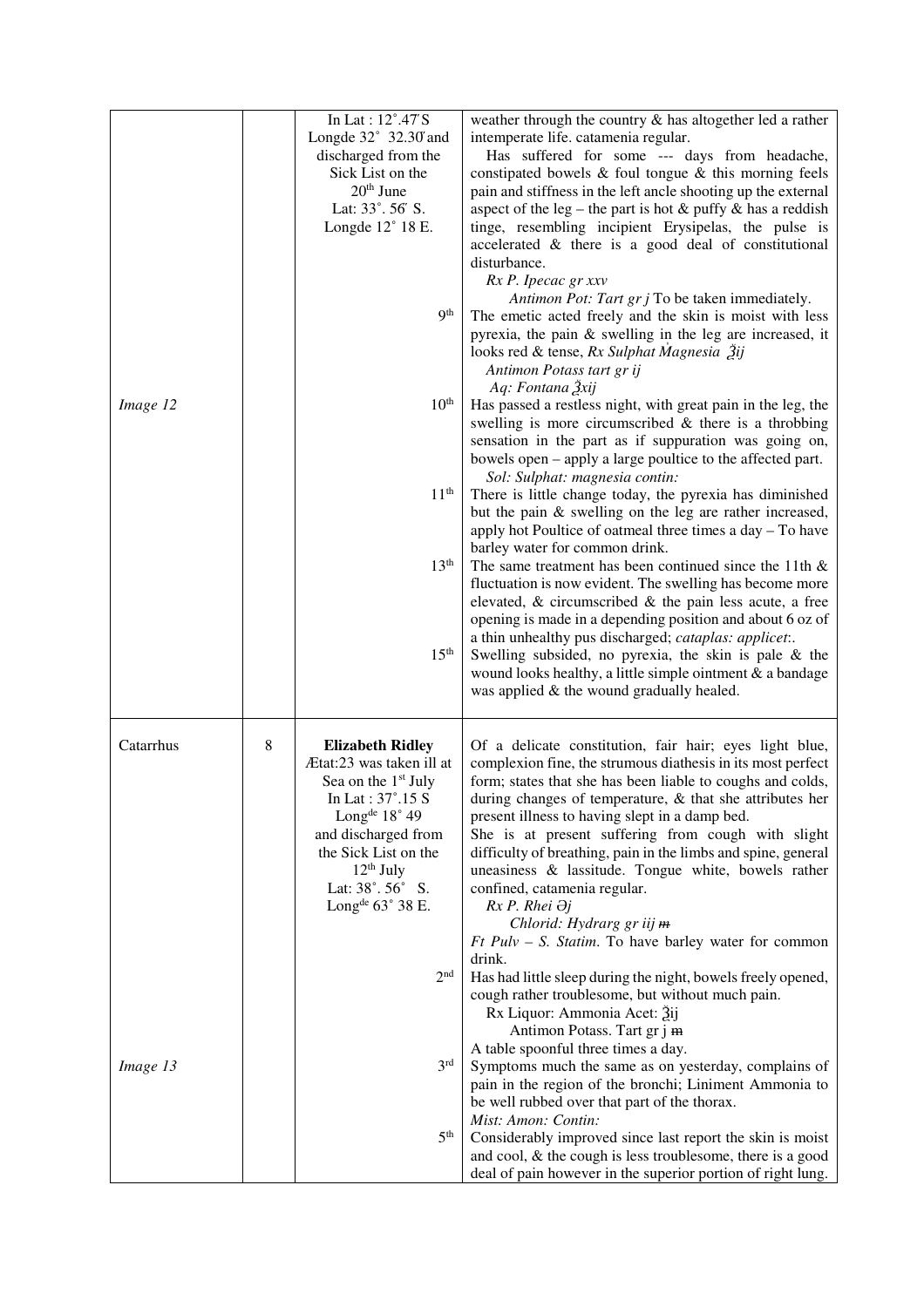| | | | |
|---|---|---|---|
| | | In Lat : 12˚.47′S Longde 32˚ 32.30′ and discharged from the Sick List on the 20th June Lat: 33˚. 56′ S. Longde 12˚ 18 E. | weather through the country & has altogether led a rather intemperate life. catamenia regular. Has suffered for some --- days from headache, constipated bowels & foul tongue & this morning feels pain and stiffness in the left ancle shooting up the external aspect of the leg – the part is hot & puffy & has a reddish tinge, resembling incipient Erysipelas, the pulse is accelerated & there is a good deal of constitutional disturbance. *Rx P. Ipecac gr xxv* *Antimon Pot: Tart gr j* To be taken immediately. |
| | | 9th | The emetic acted freely and the skin is moist with less pyrexia, the pain & swelling in the leg are increased, it looks red & tense, *Rx Sulphat Magnesia ℥ij* *Antimon Potass tart gr ij* *Aq: Fontana ℥xij* |
| *Image 12* | | 10th | Has passed a restless night, with great pain in the leg, the swelling is more circumscribed & there is a throbbing sensation in the part as if suppuration was going on, bowels open – apply a large poultice to the affected part. *Sol: Sulphat: magnesia contin:* |
| | | 11th | There is little change today, the pyrexia has diminished but the pain & swelling on the leg are rather increased, apply hot Poultice of oatmeal three times a day – To have barley water for common drink. |
| | | 13th | The same treatment has been continued since the 11th & fluctuation is now evident. The swelling has become more elevated, & circumscribed & the pain less acute, a free opening is made in a depending position and about 6 oz of a thin unhealthy pus discharged; *cataplas: applicet:.* |
| | | 15th | Swelling subsided, no pyrexia, the skin is pale & the wound looks healthy, a little simple ointment & a bandage was applied & the wound gradually healed. |
| Catarrhus | 8 | **Elizabeth Ridley** Ætat:23 was taken ill at Sea on the 1st July In Lat : 37˚.15 S Longde 18˚ 49 and discharged from the Sick List on the 12th July Lat: 38˚. 56˚ S. Longde 63˚ 38 E. | Of a delicate constitution, fair hair; eyes light blue, complexion fine, the strumous diathesis in its most perfect form; states that she has been liable to coughs and colds, during changes of temperature, & that she attributes her present illness to having slept in a damp bed. She is at present suffering from cough with slight difficulty of breathing, pain in the limbs and spine, general uneasiness & lassitude. Tongue white, bowels rather confined, catamenia regular. *Rx P. Rhei ∂j* *Chlorid: Hydrarg gr iij* m *Ft Pulv – S. Statim*. To have barley water for common drink. |
| | | 2nd | Has had little sleep during the night, bowels freely opened, cough rather troublesome, but without much pain. Rx Liquor: Ammonia Acet: ℥ij Antimon Potass. Tart gr j m A table spoonful three times a day. |
| *Image 13* | | 3rd | Symptoms much the same as on yesterday, complains of pain in the region of the bronchi; Liniment Ammonia to be well rubbed over that part of the thorax. *Mist: Amon: Contin:* |
| | | 5th | Considerably improved since last report the skin is moist and cool, & the cough is less troublesome, there is a good deal of pain however in the superior portion of right lung. |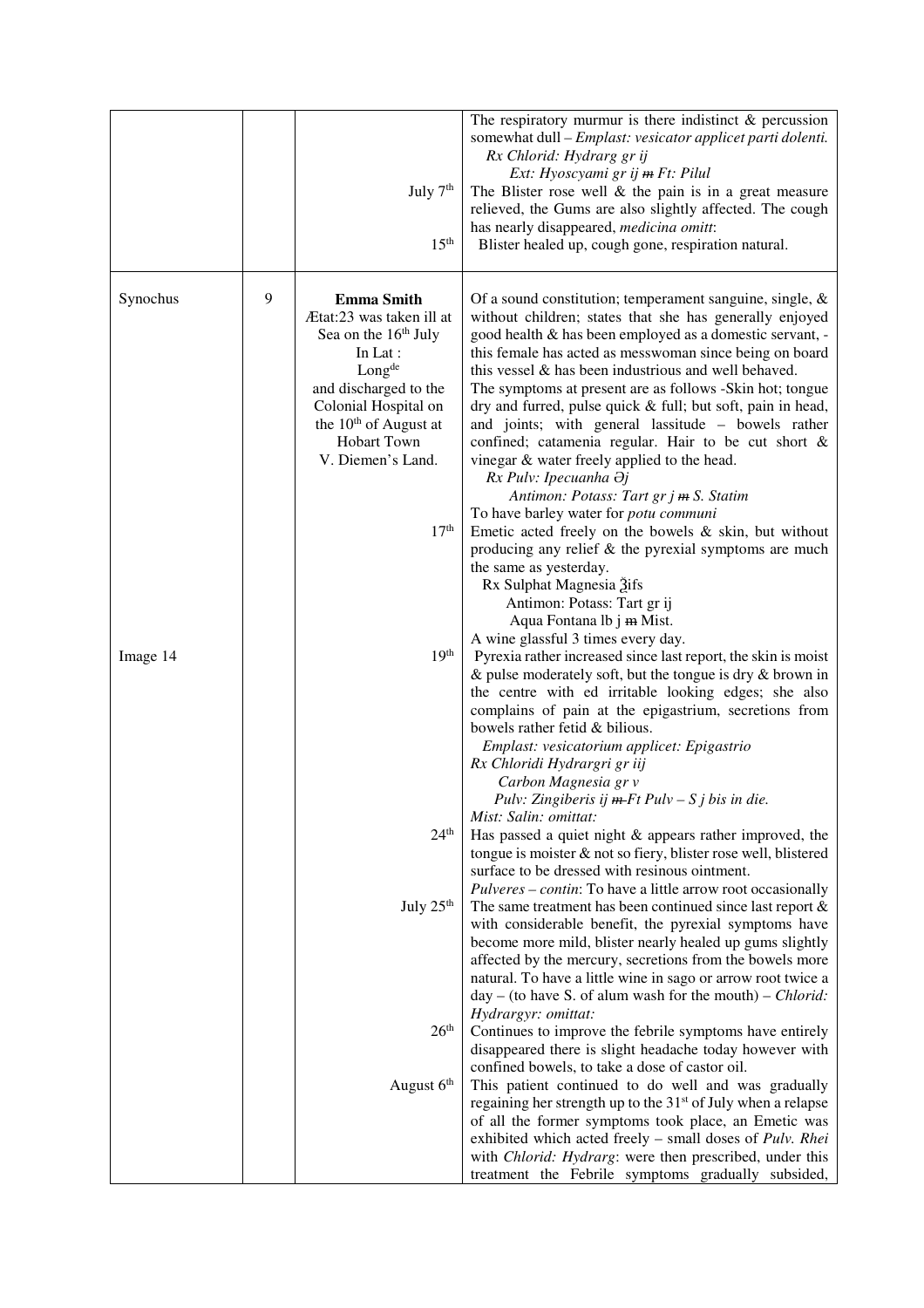| | | | |
|---|---|---|---|
| | | | The respiratory murmur is there indistinct & percussion somewhat dull – *Emplast: vesicator applicet parti dolenti.* *Rx Chlorid: Hydrarg gr ij* *Ext: Hyoscyami gr ij m Ft: Pilul* |
| | | July 7th | The Blister rose well & the pain is in a great measure relieved, the Gums are also slightly affected. The cough has nearly disappeared, *medicina omitt*: |
| | | 15th | Blister healed up, cough gone, respiration natural. |
| Synochus | 9 | **Emma Smith** Ætat:23 was taken ill at Sea on the 16th July In Lat : Longde and discharged to the Colonial Hospital on the 10th of August at Hobart Town V. Diemen's Land. | Of a sound constitution; temperament sanguine, single, & without children; states that she has generally enjoyed good health & has been employed as a domestic servant, - this female has acted as messwoman since being on board this vessel & has been industrious and well behaved. The symptoms at present are as follows -Skin hot; tongue dry and furred, pulse quick & full; but soft, pain in head, and joints; with general lassitude – bowels rather confined; catamenia regular. Hair to be cut short & vinegar & water freely applied to the head. *Rx Pulv: Ipecuanha Əj* *Antimon: Potass: Tart gr j m S. Statim* To have barley water for *potu communi* |
| | | 17th | Emetic acted freely on the bowels & skin, but without producing any relief & the pyrexial symptoms are much the same as yesterday. Rx Sulphat Magnesia ℥ifs Antimon: Potass: Tart gr ij Aqua Fontana lb j m Mist. A wine glassful 3 times every day. |
| Image 14 | | 19th | Pyrexia rather increased since last report, the skin is moist & pulse moderately soft, but the tongue is dry & brown in the centre with ed irritable looking edges; she also complains of pain at the epigastrium, secretions from bowels rather fetid & bilious. *Emplast: vesicatorium applicet: Epigastrio* *Rx Chloridi Hydrargri gr iij* *Carbon Magnesia gr v* *Pulv: Zingiberis ij m Ft Pulv – S j bis in die.* *Mist: Salin: omittat:* |
| | | 24th | Has passed a quiet night & appears rather improved, the tongue is moister & not so fiery, blister rose well, blistered surface to be dressed with resinous ointment. *Pulveres – contin*: To have a little arrow root occasionally |
| | | July 25th | The same treatment has been continued since last report & with considerable benefit, the pyrexial symptoms have become more mild, blister nearly healed up gums slightly affected by the mercury, secretions from the bowels more natural. To have a little wine in sago or arrow root twice a day – (to have S. of alum wash for the mouth) – *Chlorid: Hydrargyr: omittat:* |
| | | 26th | Continues to improve the febrile symptoms have entirely disappeared there is slight headache today however with confined bowels, to take a dose of castor oil. |
| | | August 6th | This patient continued to do well and was gradually regaining her strength up to the 31st of July when a relapse of all the former symptoms took place, an Emetic was exhibited which acted freely – small doses of *Pulv. Rhei* with *Chlorid: Hydrarg*: were then prescribed, under this treatment the Febrile symptoms gradually subsided, |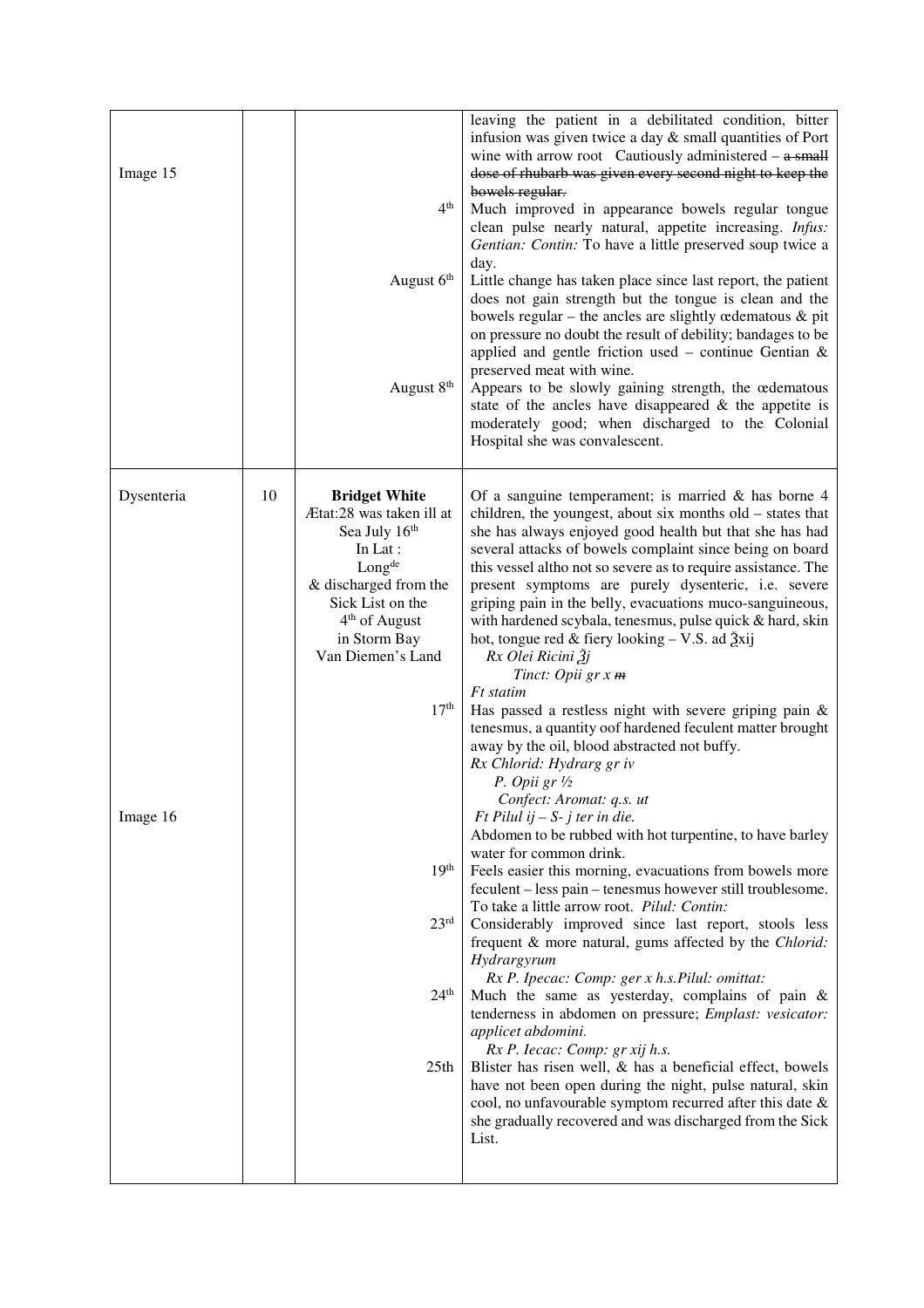| | | | |
|---|---|---|---|
| Image 15 | | | leaving the patient in a debilitated condition, bitter infusion was given twice a day & small quantities of Port wine with arrow root Cautiously administered – ~~a small dose of rhubarb was given every second night to keep the bowels regular.~~ |
| | | 4th | Much improved in appearance bowels regular tongue clean pulse nearly natural, appetite increasing. *Infus: Gentian: Contin:* To have a little preserved soup twice a day. |
| | | August 6th | Little change has taken place since last report, the patient does not gain strength but the tongue is clean and the bowels regular – the ancles are slightly œdematous & pit on pressure no doubt the result of debility; bandages to be applied and gentle friction used – continue Gentian & preserved meat with wine. |
| | | August 8th | Appears to be slowly gaining strength, the œdematous state of the ancles have disappeared & the appetite is moderately good; when discharged to the Colonial Hospital she was convalescent. |
| Dysenteria | 10 | **Bridget White** Ætat:28 was taken ill at Sea July 16th In Lat : Longde & discharged from the Sick List on the 4th of August in Storm Bay Van Diemen's Land | Of a sanguine temperament; is married & has borne 4 children, the youngest, about six months old – states that she has always enjoyed good health but that she has had several attacks of bowels complaint since being on board this vessel altho not so severe as to require assistance. The present symptoms are purely dysenteric, i.e. severe griping pain in the belly, evacuations muco-sanguineous, with hardened scybala, tenesmus, pulse quick & hard, skin hot, tongue red & fiery looking – V.S. ad ℥xij *Rx Olei Ricini ℥j* *Tinct: Opii gr x ~~m~~* *Ft statim* |
| | | 17th | Has passed a restless night with severe griping pain & tenesmus, a quantity oof hardened feculent matter brought away by the oil, blood abstracted not buffy. *Rx Chlorid: Hydrarg gr iv* *P. Opii gr ½* *Confect: Aromat: q.s. ut* *Ft Pilul ij – S- j ter in die.* Abdomen to be rubbed with hot turpentine, to have barley water for common drink. |
| Image 16 | | 19th | Feels easier this morning, evacuations from bowels more feculent – less pain – tenesmus however still troublesome. To take a little arrow root. *Pilul: Contin:* |
| | | 23rd | Considerably improved since last report, stools less frequent & more natural, gums affected by the *Chlorid: Hydrargyrum* *Rx P. Ipecac: Comp: ger x h.s.Pilul: omittat:* |
| | | 24th | Much the same as yesterday, complains of pain & tenderness in abdomen on pressure; *Emplast: vesicator: applicet abdomini.* *Rx P. Iecac: Comp: gr xij h.s.* |
| | | 25th | Blister has risen well, & has a beneficial effect, bowels have not been open during the night, pulse natural, skin cool, no unfavourable symptom recurred after this date & she gradually recovered and was discharged from the Sick List. |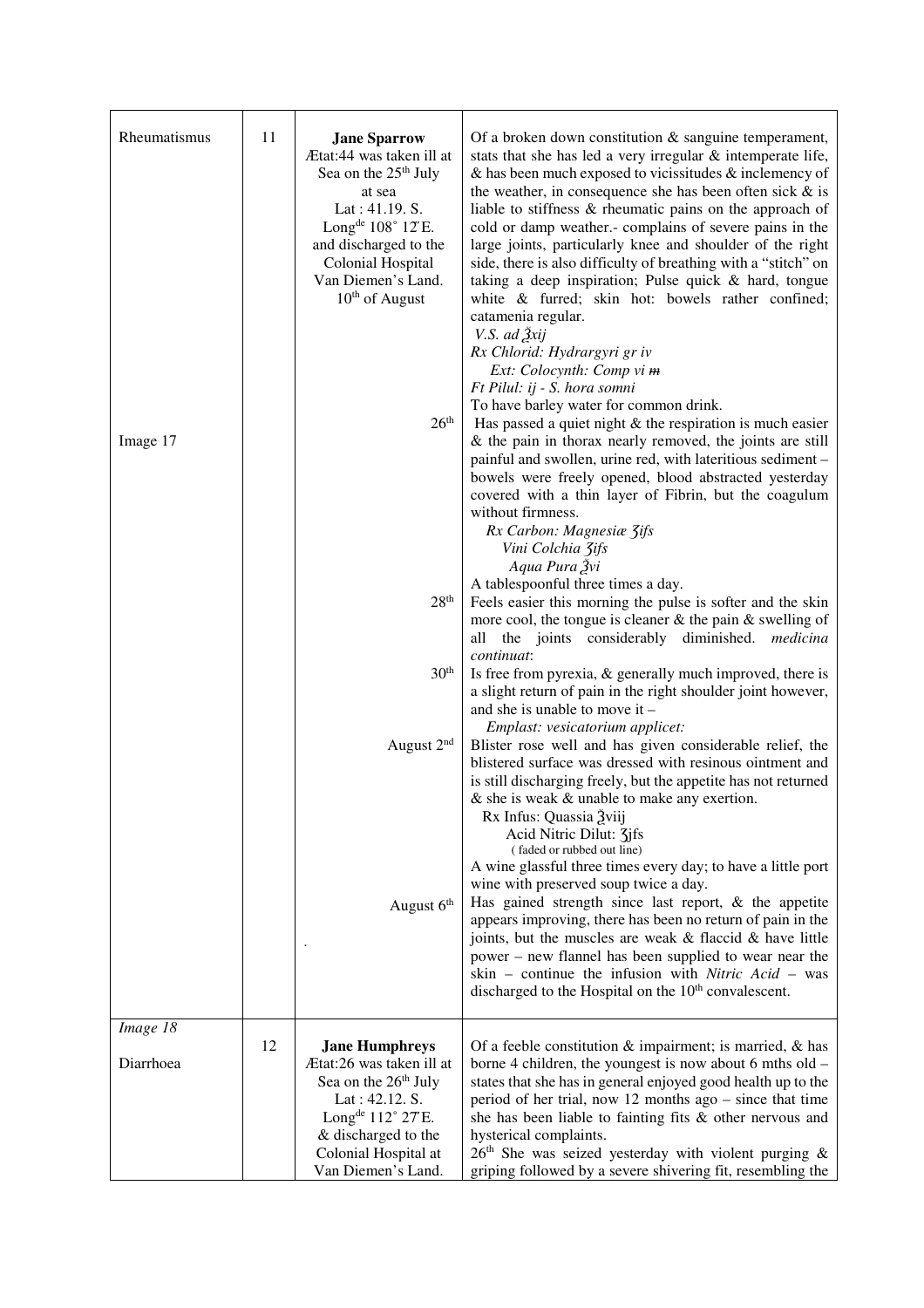| | | | |
|---|---|---|---|
| Rheumatismus | 11 | **Jane Sparrow** Ætat:44 was taken ill at Sea on the 25th July at sea Lat : 41.19. S. Longde 108° 12′E. and discharged to the Colonial Hospital Van Diemen's Land. 10th of August | Of a broken down constitution & sanguine temperament, stats that she has led a very irregular & intemperate life, & has been much exposed to vicissitudes & inclemency of the weather, in consequence she has been often sick & is liable to stiffness & rheumatic pains on the approach of cold or damp weather.- complains of severe pains in the large joints, particularly knee and shoulder of the right side, there is also difficulty of breathing with a "stitch" on taking a deep inspiration; Pulse quick & hard, tongue white & furred; skin hot: bowels rather confined; catamenia regular. *V.S. ad ℥xij* *Rx Chlorid: Hydrargyri gr iv* *Ext: Colocynth: Comp vi ~~m~~* *Ft Pilul: ij - S. hora somni* To have barley water for common drink. |
| Image 17 | | 26th | Has passed a quiet night & the respiration is much easier & the pain in thorax nearly removed, the joints are still painful and swollen, urine red, with lateritious sediment – bowels were freely opened, blood abstracted yesterday covered with a thin layer of Fibrin, but the coagulum without firmness. *Rx Carbon: Magnesiæ ʒifs* *Vini Colchia ʒifs* *Aqua Pura ℥vi* A tablespoonful three times a day. |
| | | 28th | Feels easier this morning the pulse is softer and the skin more cool, the tongue is cleaner & the pain & swelling of all the joints considerably diminished. *medicina continuat*: |
| | | 30th | Is free from pyrexia, & generally much improved, there is a slight return of pain in the right shoulder joint however, and she is unable to move it – *Emplast: vesicatorium applicet:* |
| | | August 2nd | Blister rose well and has given considerable relief, the blistered surface was dressed with resinous ointment and is still discharging freely, but the appetite has not returned & she is weak & unable to make any exertion. Rx Infus: Quassia ℥viij Acid Nitric Dilut: ʒjfs (faded or rubbed out line) A wine glassful three times every day; to have a little port wine with preserved soup twice a day. |
| | | August 6th | Has gained strength since last report, & the appetite appears improving, there has been no return of pain in the joints, but the muscles are weak & flaccid & have little power – new flannel has been supplied to wear near the skin – continue the infusion with *Nitric Acid* – was discharged to the Hospital on the 10th convalescent. |
| *Image 18* Diarrhoea | 12 | **Jane Humphreys** Ætat:26 was taken ill at Sea on the 26th July Lat : 42.12. S. Longde 112° 27′E. & discharged to the Colonial Hospital at Van Diemen's Land. | Of a feeble constitution & impairment; is married, & has borne 4 children, the youngest is now about 6 mths old – states that she has in general enjoyed good health up to the period of her trial, now 12 months ago – since that time she has been liable to fainting fits & other nervous and hysterical complaints. 26th She was seized yesterday with violent purging & griping followed by a severe shivering fit, resembling the |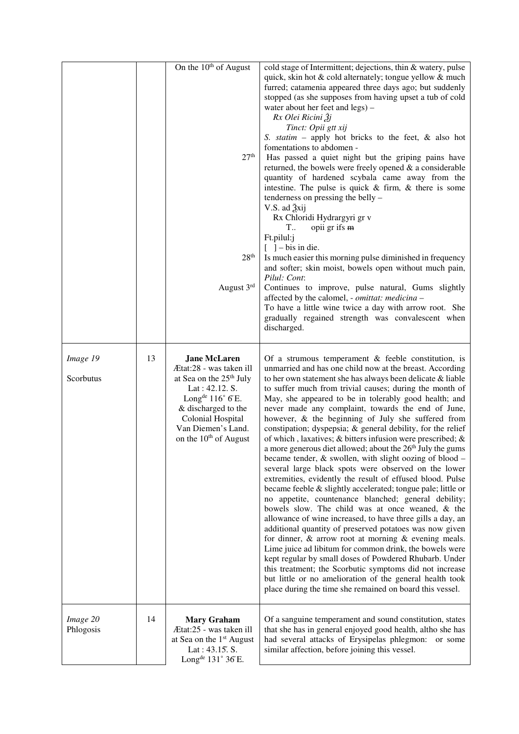| | | | |
|---|---|---|---|
| | | On the 10th of August | cold stage of Intermittent; dejections, thin & watery, pulse quick, skin hot & cold alternately; tongue yellow & much furred; catamenia appeared three days ago; but suddenly stopped (as she supposes from having upset a tub of cold water about her feet and legs) – *Rx Olei Ricini ℥j* *Tinct: Opii gtt xij* *S. statim* – apply hot bricks to the feet, & also hot fomentations to abdomen - |
| | | 27th | Has passed a quiet night but the griping pains have returned, the bowels were freely opened & a considerable quantity of hardened scybala came away from the intestine. The pulse is quick & firm, & there is some tenderness on pressing the belly – V.S. ad ℥xij Rx Chloridi Hydrargyri gr v T.. opii gr ifs ~~m~~ Ft.pilul:j [ ] – bis in die. |
| | | 28th | Is much easier this morning pulse diminished in frequency and softer; skin moist, bowels open without much pain, *Pilul: Cont*: |
| | | August 3rd | Continues to improve, pulse natural, Gums slightly affected by the calomel, - *omittat: medicina* – To have a little wine twice a day with arrow root. She gradually regained strength was convalescent when discharged. |
| *Image 19* Scorbutus | 13 | **Jane McLaren** Ætat:28 - was taken ill at Sea on the 25th July Lat : 42.12. S. Longde 116° 6′E. & discharged to the Colonial Hospital Van Diemen's Land. on the 10th of August | Of a strumous temperament & feeble constitution, is unmarried and has one child now at the breast. According to her own statement she has always been delicate & liable to suffer much from trivial causes; during the month of May, she appeared to be in tolerably good health; and never made any complaint, towards the end of June, however, & the beginning of July she suffered from constipation; dyspepsia; & general debility, for the relief of which , laxatives; & bitters infusion were prescribed; & a more generous diet allowed; about the 26th July the gums became tender, & swollen, with slight oozing of blood – several large black spots were observed on the lower extremities, evidently the result of effused blood. Pulse became feeble & slightly accelerated; tongue pale; little or no appetite, countenance blanched; general debility; bowels slow. The child was at once weaned, & the allowance of wine increased, to have three gills a day, an additional quantity of preserved potatoes was now given for dinner, & arrow root at morning & evening meals. Lime juice ad libitum for common drink, the bowels were kept regular by small doses of Powdered Rhubarb. Under this treatment; the Scorbutic symptoms did not increase but little or no amelioration of the general health took place during the time she remained on board this vessel. |
| *Image 20* Phlogosis | 14 | **Mary Graham** Ætat:25 - was taken ill at Sea on the 1st August Lat : 43.15′. S. Longde 131° 36′E. | Of a sanguine temperament and sound constitution, states that she has in general enjoyed good health, altho she has had several attacks of Erysipelas phlegmon: or some similar affection, before joining this vessel. |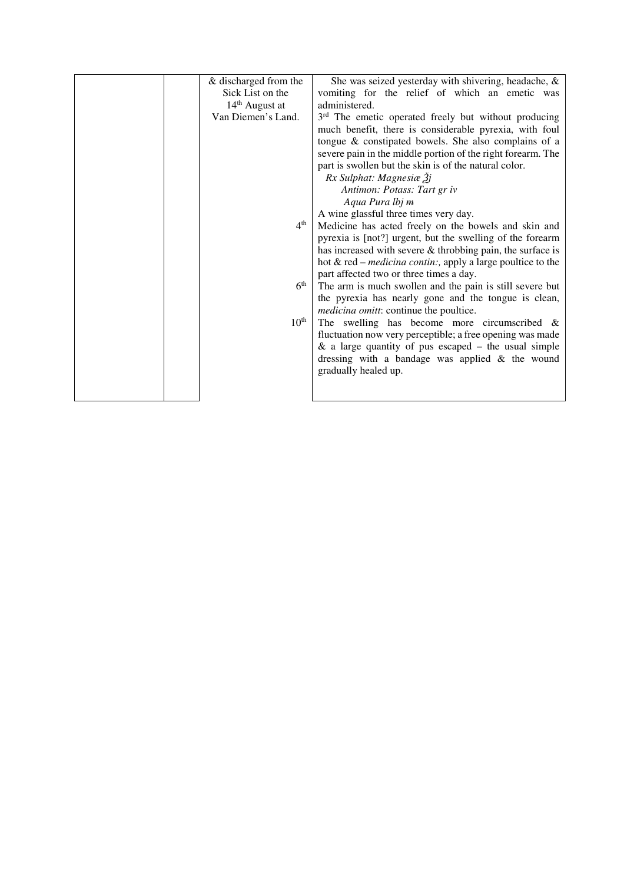| | | | |
|---|---|---|---|
| | | & discharged from the Sick List on the 14th August at Van Diemen's Land. | She was seized yesterday with shivering, headache, & vomiting for the relief of which an emetic was administered. |
| | | | 3rd The emetic operated freely but without producing much benefit, there is considerable pyrexia, with foul tongue & constipated bowels. She also complains of a severe pain in the middle portion of the right forearm. The part is swollen but the skin is of the natural color. *Rx Sulphat: Magnesiæ ℥j* *Antimon: Potass: Tart gr iv* *Aqua Pura lbj* ~~m~~ A wine glassful three times very day. |
| | | 4th | Medicine has acted freely on the bowels and skin and pyrexia is [not?] urgent, but the swelling of the forearm has increased with severe & throbbing pain, the surface is hot & red – *medicina contin:,* apply a large poultice to the part affected two or three times a day. |
| | | 6th | The arm is much swollen and the pain is still severe but the pyrexia has nearly gone and the tongue is clean, *medicina omitt*: continue the poultice. |
| | | 10th | The swelling has become more circumscribed & fluctuation now very perceptible; a free opening was made & a large quantity of pus escaped – the usual simple dressing with a bandage was applied & the wound gradually healed up. |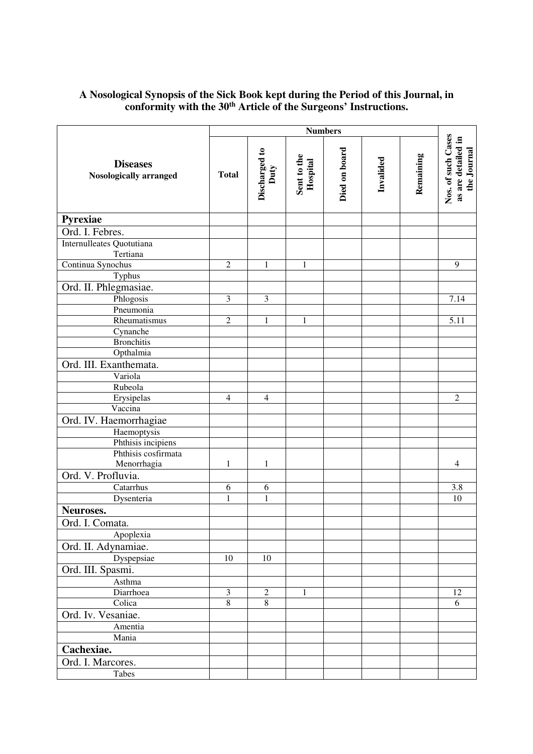**A Nosological Synopsis of the Sick Book kept during the Period of this Journal, in conformity with the 30th Article of the Surgeons' Instructions.**

| Diseases Nosologically arranged | Numbers | | | | | | Nos. of such Cases as are detailed in the Journal |
|---|---|---|---|---|---|---|---|
| | Total | Discharged to Duty | Sent to the Hospital | Died on board | Invalided | Remaining | |
| **Pyrexiae** | | | | | | | |
| Ord. I. Febres. | | | | | | | |
| Internulleates Quotutiana Tertiana | | | | | | | |
| Continua Synochus | 2 | 1 | 1 | | | | 9 |
| Typhus | | | | | | | |
| Ord. II. Phlegmasiae. | | | | | | | |
| Phlogosis | 3 | 3 | | | | | 7.14 |
| Pneumonia | | | | | | | |
| Rheumatismus | 2 | 1 | 1 | | | | 5.11 |
| Cynanche | | | | | | | |
| Bronchitis | | | | | | | |
| Opthalmia | | | | | | | |
| Ord. III. Exanthemata. | | | | | | | |
| Variola | | | | | | | |
| Rubeola | | | | | | | |
| Erysipelas | 4 | 4 | | | | | 2 |
| Vaccina | | | | | | | |
| Ord. IV. Haemorrhagiae | | | | | | | |
| Haemoptysis | | | | | | | |
| Phthisis incipiens | | | | | | | |
| Phthisis cosfirmata Menorrhagia | 1 | 1 | | | | | 4 |
| Ord. V. Profluvia. | | | | | | | |
| Catarrhus | 6 | 6 | | | | | 3.8 |
| Dysenteria | 1 | 1 | | | | | 10 |
| **Neuroses.** | | | | | | | |
| Ord. I. Comata. | | | | | | | |
| Apoplexia | | | | | | | |
| Ord. II. Adynamiae. | | | | | | | |
| Dyspepsiae | 10 | 10 | | | | | |
| Ord. III. Spasmi. | | | | | | | |
| Asthma | | | | | | | |
| Diarrhoea | 3 | 2 | 1 | | | | 12 |
| Colica | 8 | 8 | | | | | 6 |
| Ord. Iv. Vesaniae. | | | | | | | |
| Amentia | | | | | | | |
| Mania | | | | | | | |
| **Cachexiae.** | | | | | | | |
| Ord. I. Marcores. | | | | | | | |
| Tabes | | | | | | | |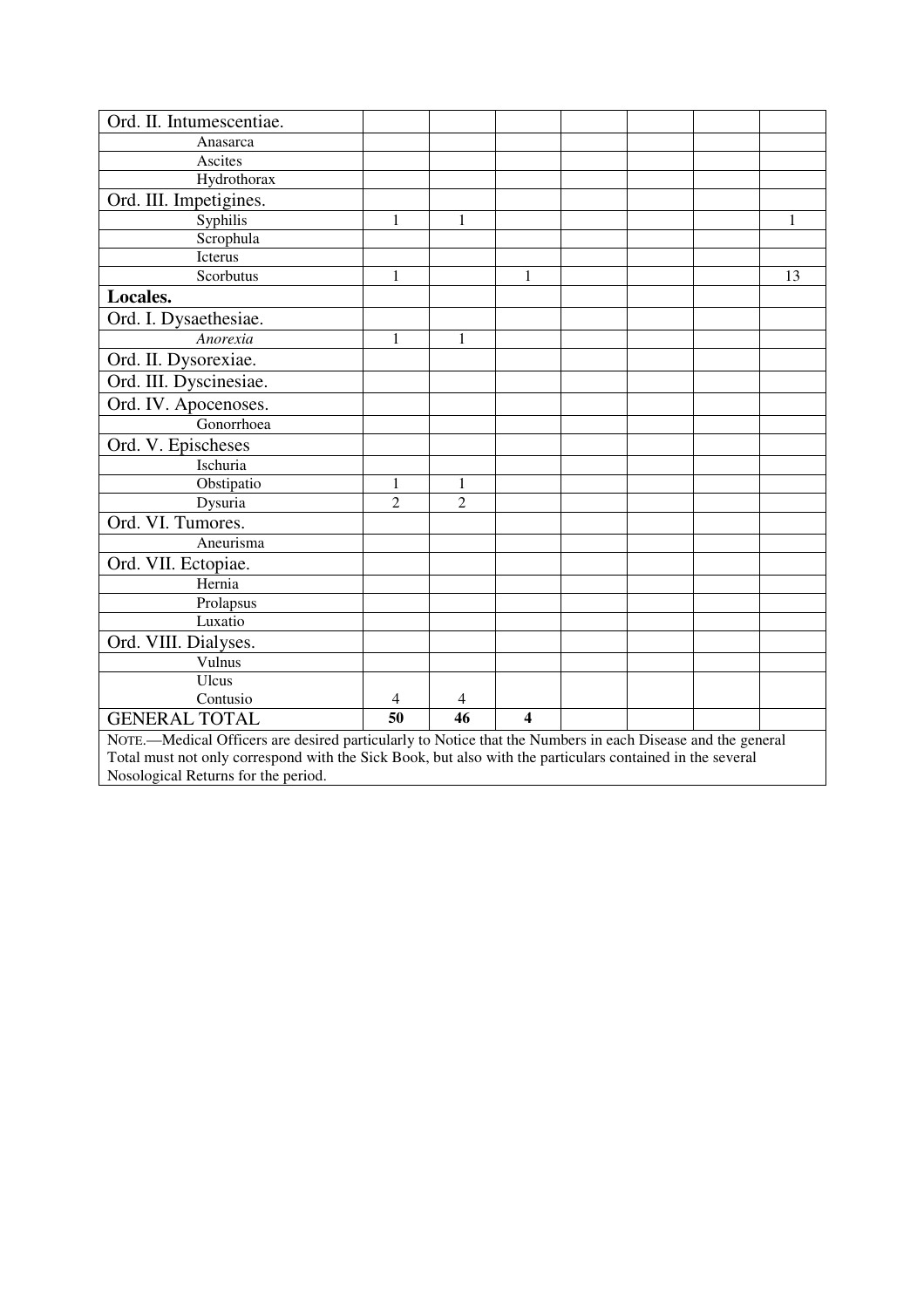| Ord. II. Intumescentiae. | | | | | | | |
|---|---|---|---|---|---|---|---|
| Anasarca | | | | | | | |
| Ascites | | | | | | | |
| Hydrothorax | | | | | | | |
| Ord. III. Impetigines. | | | | | | | |
| Syphilis | 1 | 1 | | | | | 1 |
| Scrophula | | | | | | | |
| Icterus | | | | | | | |
| Scorbutus | 1 | | 1 | | | | 13 |
| **Locales.** | | | | | | | |
| Ord. I. Dysaethesiae. | | | | | | | |
| *Anorexia* | 1 | 1 | | | | | |
| Ord. II. Dysorexiae. | | | | | | | |
| Ord. III. Dyscinesiae. | | | | | | | |
| Ord. IV. Apocenoses. | | | | | | | |
| Gonorrhoea | | | | | | | |
| Ord. V. Epischeses | | | | | | | |
| Ischuria | | | | | | | |
| Obstipatio | 1 | 1 | | | | | |
| Dysuria | 2 | 2 | | | | | |
| Ord. VI. Tumores. | | | | | | | |
| Aneurisma | | | | | | | |
| Ord. VII. Ectopiae. | | | | | | | |
| Hernia | | | | | | | |
| Prolapsus | | | | | | | |
| Luxatio | | | | | | | |
| Ord. VIII. Dialyses. | | | | | | | |
| Vulnus | | | | | | | |
| Ulcus<br>Contusio | 4 | 4 | | | | | |
| GENERAL TOTAL | **50** | **46** | **4** | | | | |

NOTE.—Medical Officers are desired particularly to Notice that the Numbers in each Disease and the general Total must not only correspond with the Sick Book, but also with the particulars contained in the several Nosological Returns for the period.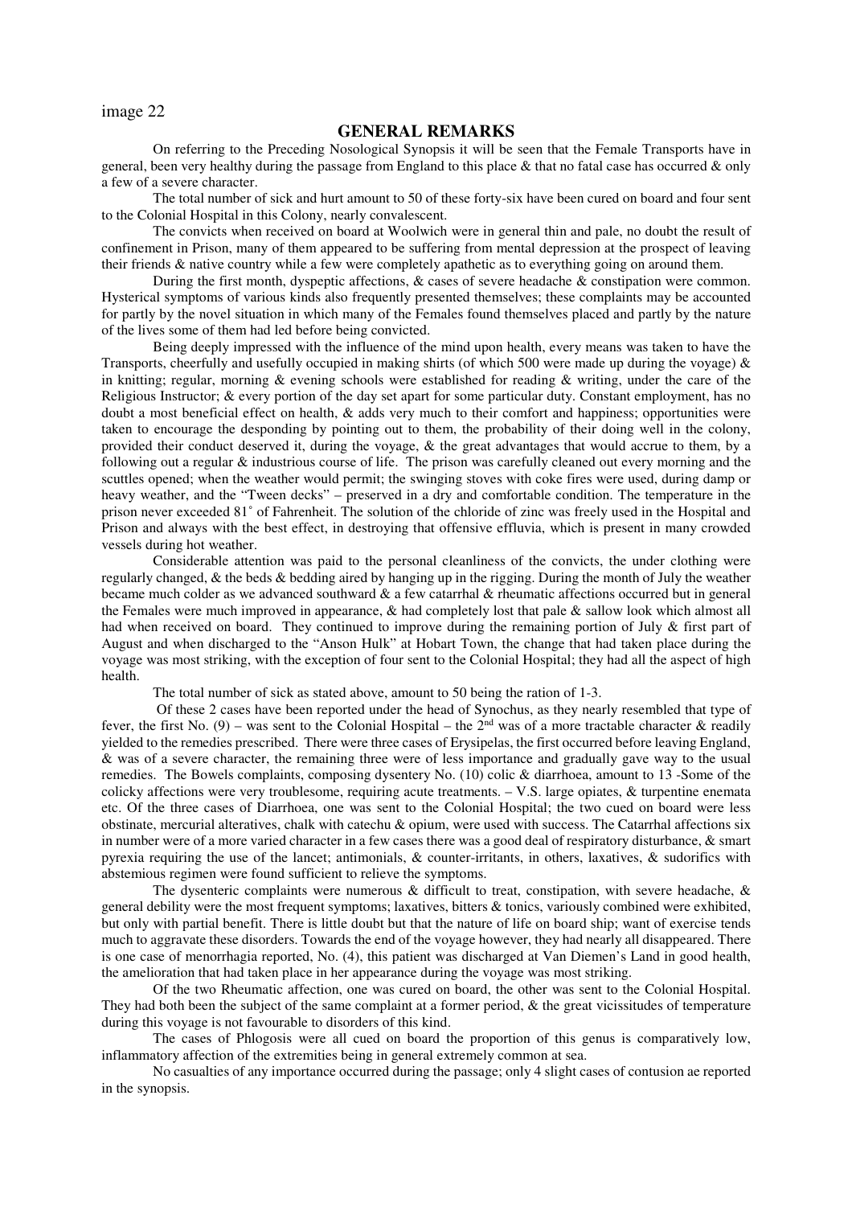image 22

## GENERAL REMARKS

On referring to the Preceding Nosological Synopsis it will be seen that the Female Transports have in general, been very healthy during the passage from England to this place & that no fatal case has occurred & only a few of a severe character.

The total number of sick and hurt amount to 50 of these forty-six have been cured on board and four sent to the Colonial Hospital in this Colony, nearly convalescent.

The convicts when received on board at Woolwich were in general thin and pale, no doubt the result of confinement in Prison, many of them appeared to be suffering from mental depression at the prospect of leaving their friends & native country while a few were completely apathetic as to everything going on around them.

During the first month, dyspeptic affections, & cases of severe headache & constipation were common. Hysterical symptoms of various kinds also frequently presented themselves; these complaints may be accounted for partly by the novel situation in which many of the Females found themselves placed and partly by the nature of the lives some of them had led before being convicted.

Being deeply impressed with the influence of the mind upon health, every means was taken to have the Transports, cheerfully and usefully occupied in making shirts (of which 500 were made up during the voyage) & in knitting; regular, morning & evening schools were established for reading & writing, under the care of the Religious Instructor; & every portion of the day set apart for some particular duty. Constant employment, has no doubt a most beneficial effect on health, & adds very much to their comfort and happiness; opportunities were taken to encourage the desponding by pointing out to them, the probability of their doing well in the colony, provided their conduct deserved it, during the voyage, & the great advantages that would accrue to them, by a following out a regular & industrious course of life. The prison was carefully cleaned out every morning and the scuttles opened; when the weather would permit; the swinging stoves with coke fires were used, during damp or heavy weather, and the "Tween decks" – preserved in a dry and comfortable condition. The temperature in the prison never exceeded 81˚ of Fahrenheit. The solution of the chloride of zinc was freely used in the Hospital and Prison and always with the best effect, in destroying that offensive effluvia, which is present in many crowded vessels during hot weather.

Considerable attention was paid to the personal cleanliness of the convicts, the under clothing were regularly changed, & the beds & bedding aired by hanging up in the rigging. During the month of July the weather became much colder as we advanced southward & a few catarrhal & rheumatic affections occurred but in general the Females were much improved in appearance, & had completely lost that pale & sallow look which almost all had when received on board. They continued to improve during the remaining portion of July & first part of August and when discharged to the "Anson Hulk" at Hobart Town, the change that had taken place during the voyage was most striking, with the exception of four sent to the Colonial Hospital; they had all the aspect of high health.

The total number of sick as stated above, amount to 50 being the ration of 1-3.

Of these 2 cases have been reported under the head of Synochus, as they nearly resembled that type of fever, the first No. (9) – was sent to the Colonial Hospital – the 2nd was of a more tractable character & readily yielded to the remedies prescribed. There were three cases of Erysipelas, the first occurred before leaving England, & was of a severe character, the remaining three were of less importance and gradually gave way to the usual remedies. The Bowels complaints, composing dysentery No. (10) colic & diarrhoea, amount to 13 -Some of the colicky affections were very troublesome, requiring acute treatments. – V.S. large opiates, & turpentine enemata etc. Of the three cases of Diarrhoea, one was sent to the Colonial Hospital; the two cued on board were less obstinate, mercurial alteratives, chalk with catechu & opium, were used with success. The Catarrhal affections six in number were of a more varied character in a few cases there was a good deal of respiratory disturbance, & smart pyrexia requiring the use of the lancet; antimonials, & counter-irritants, in others, laxatives, & sudorifics with abstemious regimen were found sufficient to relieve the symptoms.

The dysenteric complaints were numerous & difficult to treat, constipation, with severe headache, & general debility were the most frequent symptoms; laxatives, bitters & tonics, variously combined were exhibited, but only with partial benefit. There is little doubt but that the nature of life on board ship; want of exercise tends much to aggravate these disorders. Towards the end of the voyage however, they had nearly all disappeared. There is one case of menorrhagia reported, No. (4), this patient was discharged at Van Diemen's Land in good health, the amelioration that had taken place in her appearance during the voyage was most striking.

Of the two Rheumatic affection, one was cured on board, the other was sent to the Colonial Hospital. They had both been the subject of the same complaint at a former period, & the great vicissitudes of temperature during this voyage is not favourable to disorders of this kind.

The cases of Phlogosis were all cued on board the proportion of this genus is comparatively low, inflammatory affection of the extremities being in general extremely common at sea.

No casualties of any importance occurred during the passage; only 4 slight cases of contusion ae reported in the synopsis.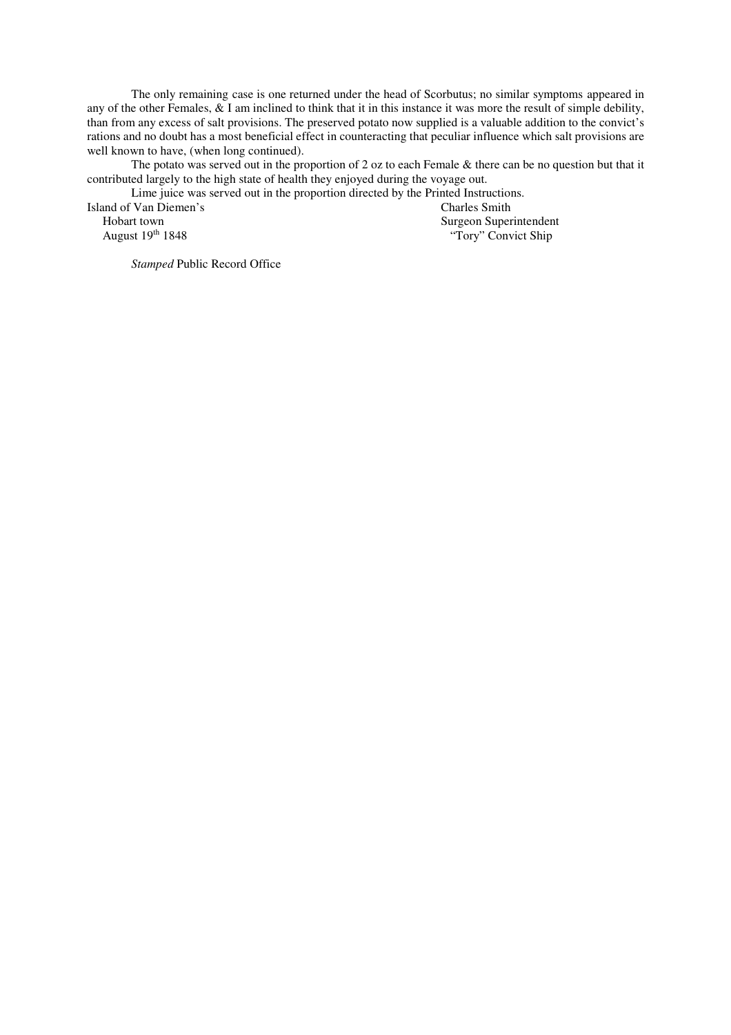The only remaining case is one returned under the head of Scorbutus; no similar symptoms appeared in any of the other Females, & I am inclined to think that it in this instance it was more the result of simple debility, than from any excess of salt provisions. The preserved potato now supplied is a valuable addition to the convict's rations and no doubt has a most beneficial effect in counteracting that peculiar influence which salt provisions are well known to have, (when long continued).

The potato was served out in the proportion of 2 oz to each Female & there can be no question but that it contributed largely to the high state of health they enjoyed during the voyage out.

Lime juice was served out in the proportion directed by the Printed Instructions.

Island of Van Diemen's
Hobart town
August 19th 1848

Charles Smith
Surgeon Superintendent
"Tory" Convict Ship

*Stamped* Public Record Office